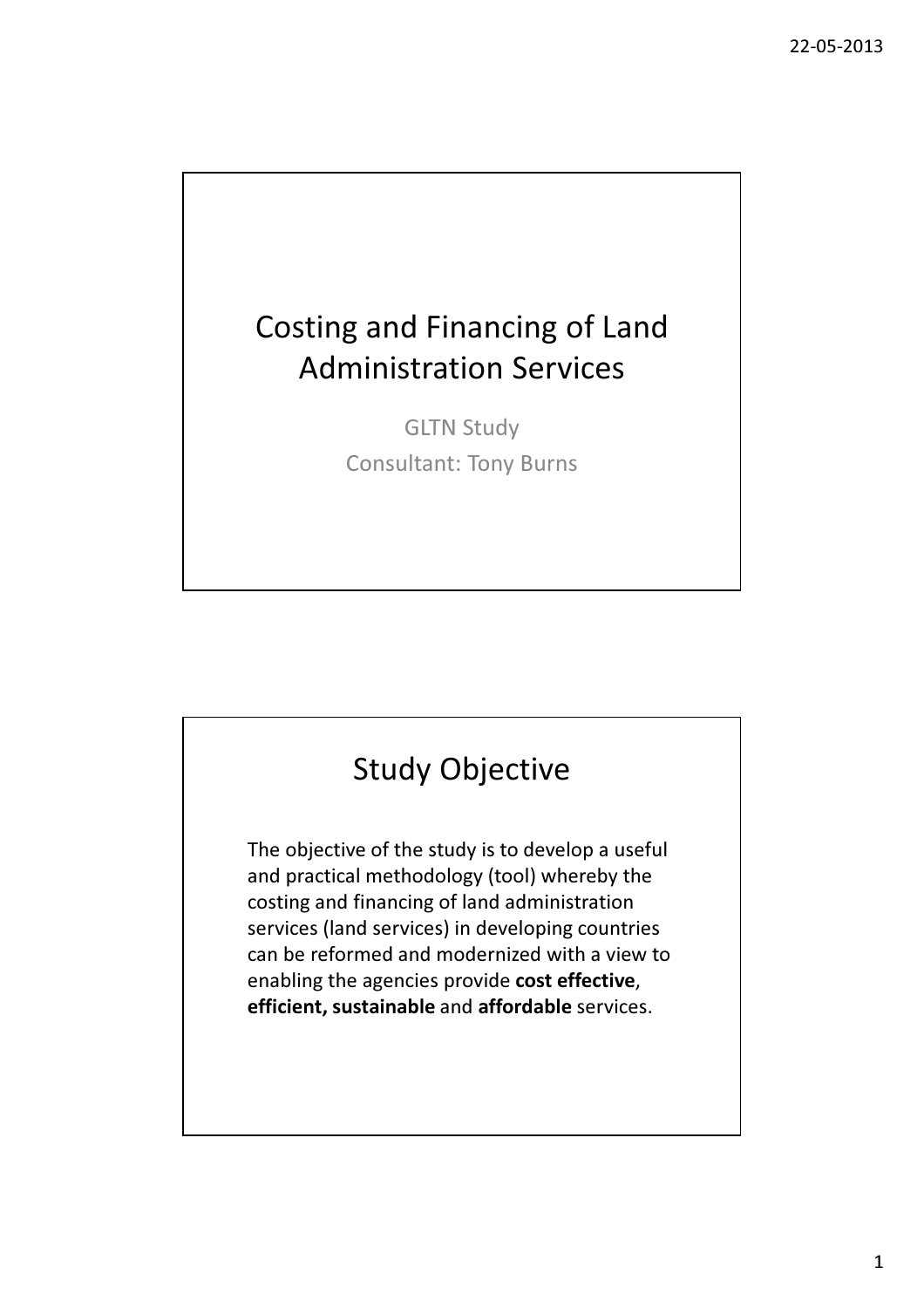# Costing and Financing of Land Administration Services

GLTN Study

Consultant: Tony Burns

## Study Objective

The objective of the study is to develop a useful and practical methodology (tool) whereby the costing and financing of land administration services (land services) in developing countries can be reformed and modernized with a view to enabling the agencies provide **cost effective**, **efficient, sustainable** and **affordable** services.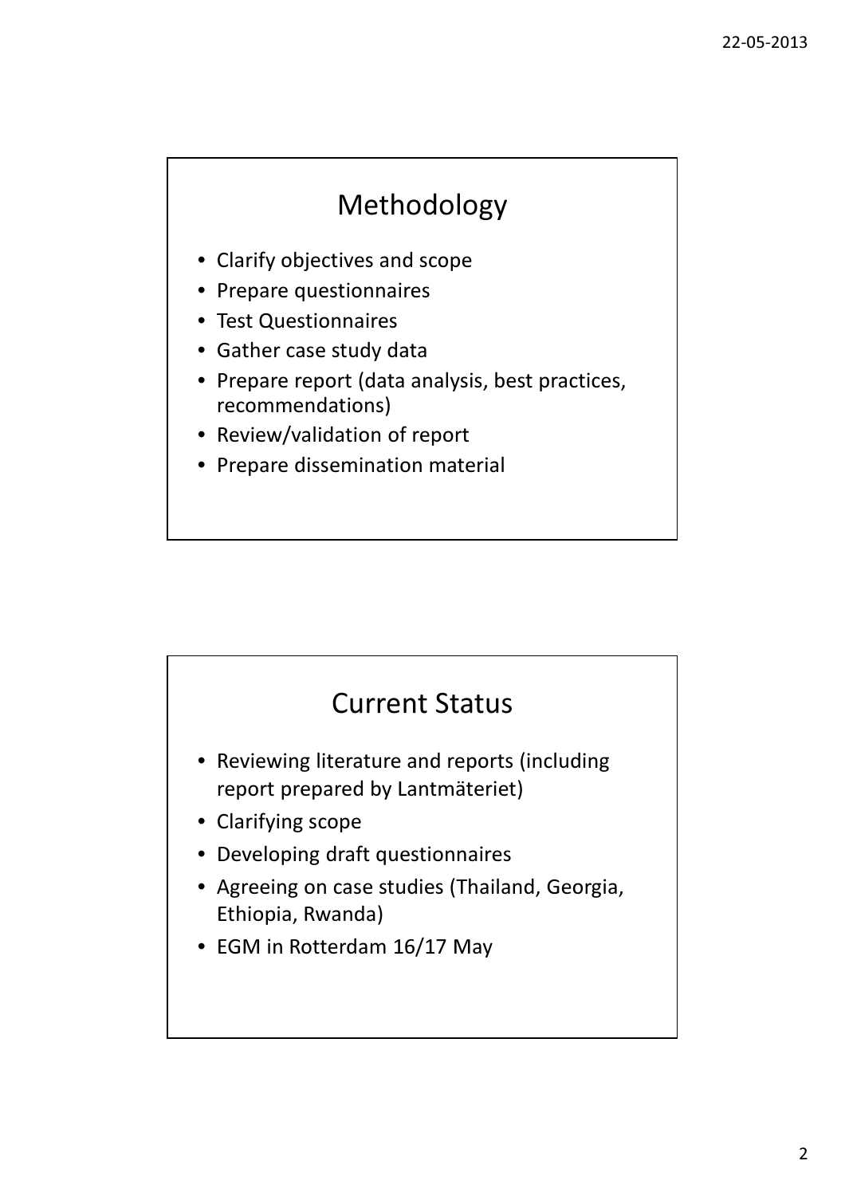## Methodology

- Clarify objectives and scope
- Prepare questionnaires
- Test Questionnaires
- Gather case study data
- Prepare report (data analysis, best practices, recommendations)
- Review/validation of report
- Prepare dissemination material

## Current Status

- Reviewing literature and reports (including report prepared by Lantmäteriet)
- Clarifying scope
- Developing draft questionnaires
- Agreeing on case studies (Thailand, Georgia, Ethiopia, Rwanda)
- EGM in Rotterdam 16/17 May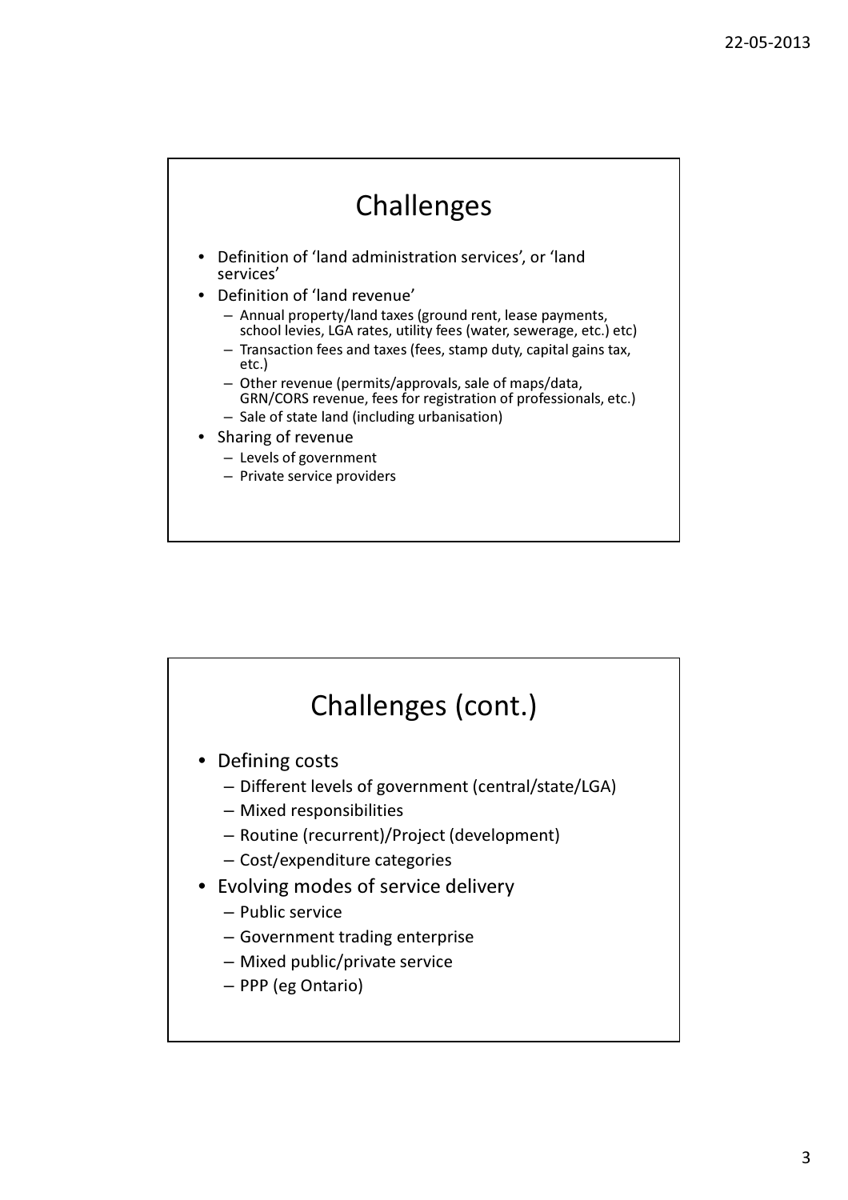## Challenges

- Definition of 'land administration services', or 'land services'
- Definition of 'land revenue'
  - Annual property/land taxes (ground rent, lease payments, school levies, LGA rates, utility fees (water, sewerage, etc.) etc)
  - Transaction fees and taxes (fees, stamp duty, capital gains tax, etc.)
  - Other revenue (permits/approvals, sale of maps/data, GRN/CORS revenue, fees for registration of professionals, etc.)
  - Sale of state land (including urbanisation)
- Sharing of revenue
  - Levels of government
  - Private service providers

## Challenges (cont.)

- Defining costs
  - Different levels of government (central/state/LGA)
  - Mixed responsibilities
  - Routine (recurrent)/Project (development)
  - Cost/expenditure categories
- Evolving modes of service delivery
  - Public service
  - Government trading enterprise
  - Mixed public/private service
  - PPP (eg Ontario)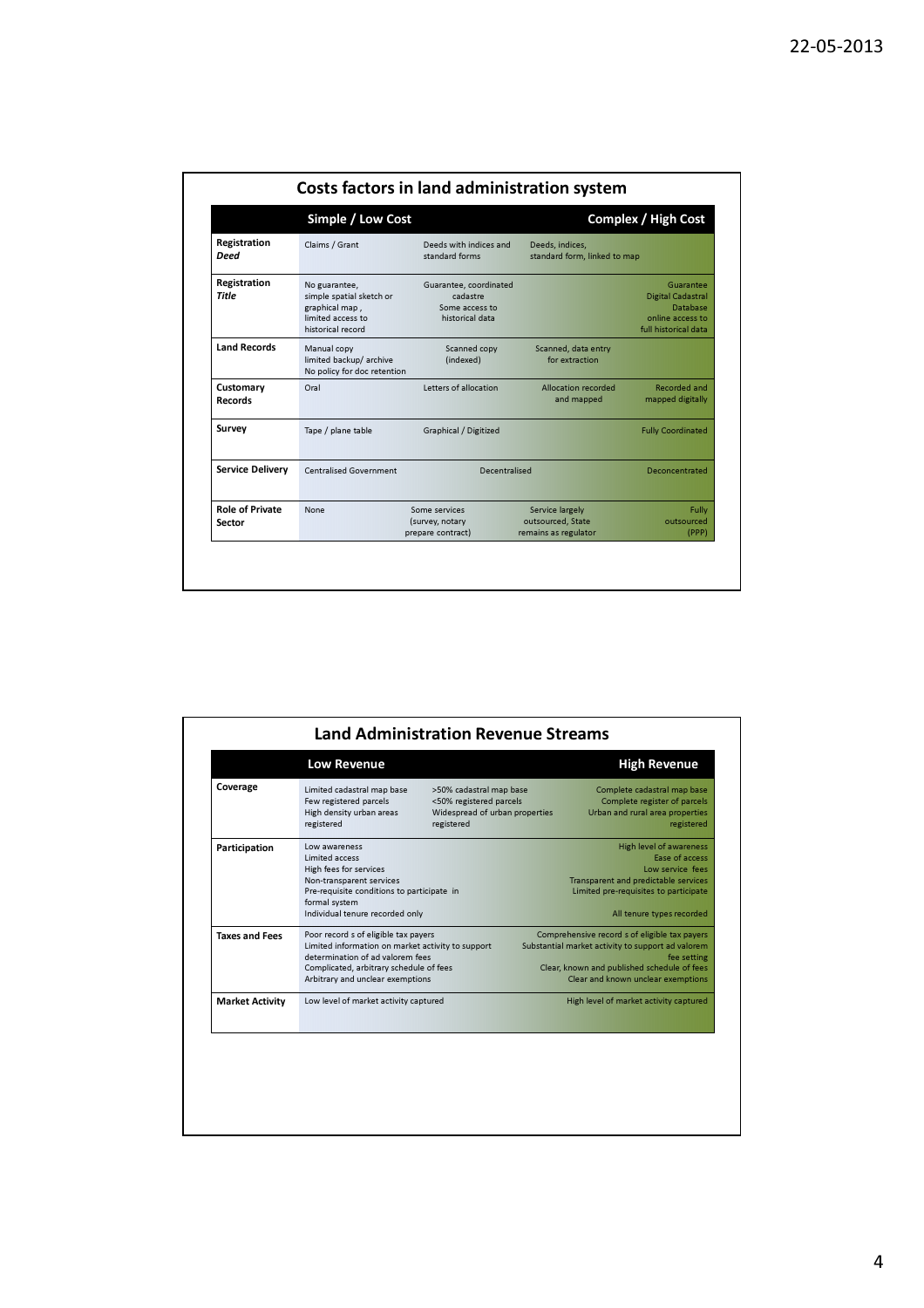## Costs factors in land administration system

| | Simple / Low Cost | | | Complex / High Cost |
|---|---|---|---|---|
| **Registration** ***Deed*** | Claims / Grant | Deeds with indices and standard forms | Deeds, indices, standard form, linked to map | |
| **Registration** ***Title*** | No guarantee, simple spatial sketch or graphical map , limited access to historical record | Guarantee, coordinated cadastre Some access to historical data | | Guarantee Digital Cadastral Database online access to full historical data |
| **Land Records** | Manual copy limited backup/ archive No policy for doc retention | Scanned copy (indexed) | Scanned, data entry for extraction | |
| **Customary Records** | Oral | Letters of allocation | Allocation recorded and mapped | Recorded and mapped digitally |
| **Survey** | Tape / plane table | Graphical / Digitized | | Fully Coordinated |
| **Service Delivery** | Centralised Government | Decentralised | | Deconcentrated |
| **Role of Private Sector** | None | Some services (survey, notary prepare contract) | Service largely outsourced, State remains as regulator | Fully outsourced (PPP) |

## Land Administration Revenue Streams

| | Low Revenue | | High Revenue |
|---|---|---|---|
| **Coverage** | Limited cadastral map base<br>Few registered parcels<br>High density urban areas registered | >50% cadastral map base<br><50% registered parcels<br>Widespread of urban properties registered | Complete cadastral map base<br>Complete register of parcels<br>Urban and rural area properties registered |
| **Participation** | Low awareness<br>Limited access<br>High fees for services<br>Non-transparent services<br>Pre-requisite conditions to participate in formal system<br>Individual tenure recorded only | | High level of awareness<br>Ease of access<br>Low service fees<br>Transparent and predictable services<br>Limited pre-requisites to participate<br>All tenure types recorded |
| **Taxes and Fees** | Poor record s of eligible tax payers<br>Limited information on market activity to support determination of ad valorem fees<br>Complicated, arbitrary schedule of fees<br>Arbitrary and unclear exemptions | | Comprehensive record s of eligible tax payers<br>Substantial market activity to support ad valorem fee setting<br>Clear, known and published schedule of fees<br>Clear and known unclear exemptions |
| **Market Activity** | Low level of market activity captured | | High level of market activity captured |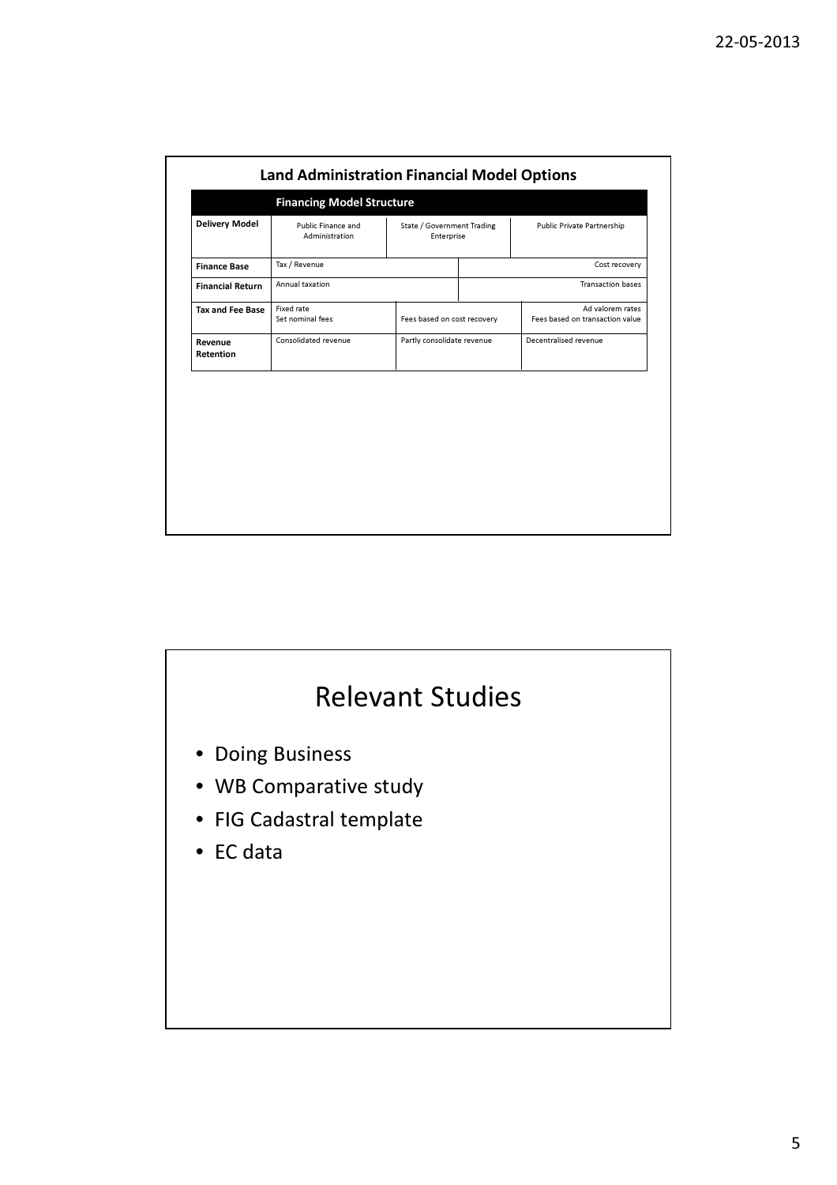## Land Administration Financial Model Options

| | Financing Model Structure | | |
|---|---|---|---|
| **Delivery Model** | Public Finance and Administration | State / Government Trading Enterprise | Public Private Partnership |
| **Finance Base** | Tax / Revenue | | Cost recovery |
| **Financial Return** | Annual taxation | | Transaction bases |
| **Tax and Fee Base** | Fixed rate<br>Set nominal fees | Fees based on cost recovery | Ad valorem rates<br>Fees based on transaction value |
| **Revenue Retention** | Consolidated revenue | Partly consolidate revenue | Decentralised revenue |

## Relevant Studies

- Doing Business
- WB Comparative study
- FIG Cadastral template
- EC data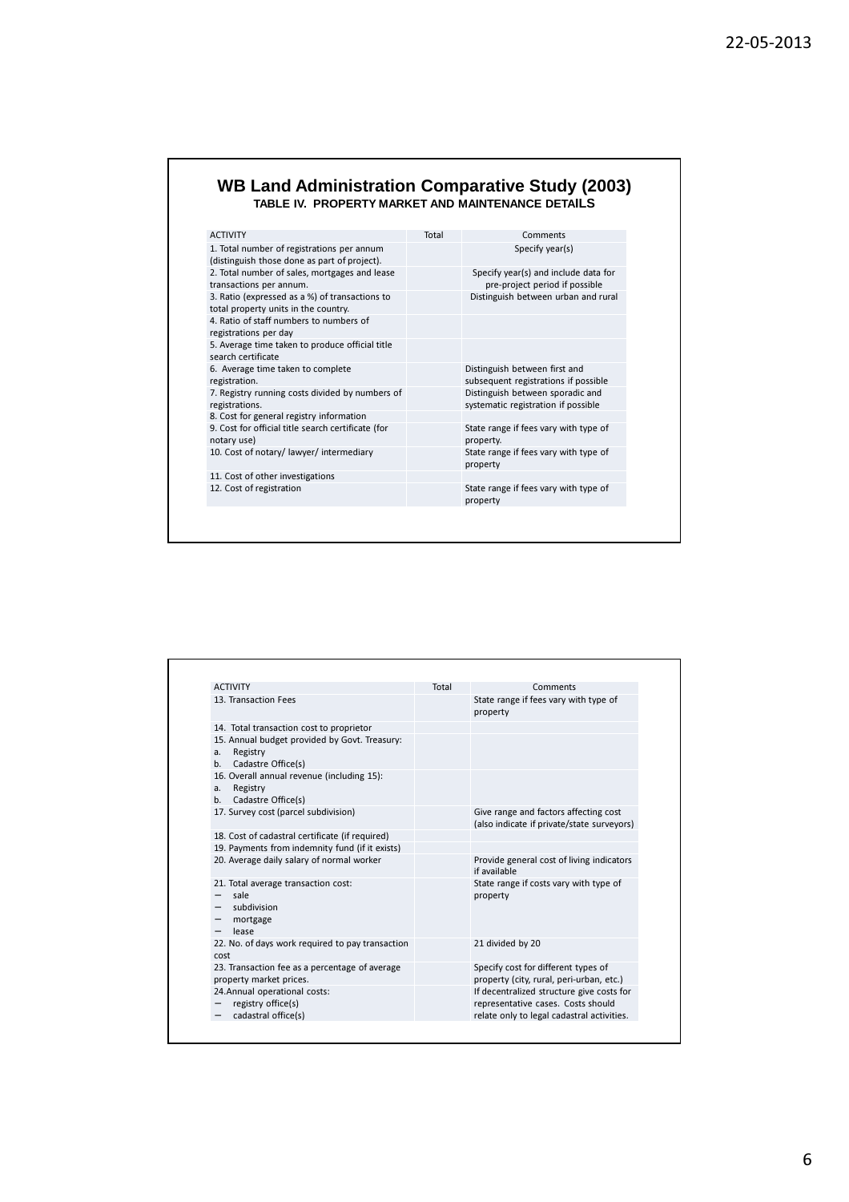# WB Land Administration Comparative Study (2003)

## TABLE IV. PROPERTY MARKET AND MAINTENANCE DETAILS

| ACTIVITY | Total | Comments |
|---|---|---|
| 1. Total number of registrations per annum (distinguish those done as part of project). | | Specify year(s) |
| 2. Total number of sales, mortgages and lease transactions per annum. | | Specify year(s) and include data for pre-project period if possible |
| 3. Ratio (expressed as a %) of transactions to total property units in the country. | | Distinguish between urban and rural |
| 4. Ratio of staff numbers to numbers of registrations per day | | |
| 5. Average time taken to produce official title search certificate | | |
| 6. Average time taken to complete registration. | | Distinguish between first and subsequent registrations if possible |
| 7. Registry running costs divided by numbers of registrations. | | Distinguish between sporadic and systematic registration if possible |
| 8. Cost for general registry information | | |
| 9. Cost for official title search certificate (for notary use) | | State range if fees vary with type of property. |
| 10. Cost of notary/ lawyer/ intermediary | | State range if fees vary with type of property |
| 11. Cost of other investigations | | |
| 12. Cost of registration | | State range if fees vary with type of property |

| ACTIVITY | Total | Comments |
|---|---|---|
| 13. Transaction Fees | | State range if fees vary with type of property |
| 14. Total transaction cost to proprietor | | |
| 15. Annual budget provided by Govt. Treasury:<br>a. Registry<br>b. Cadastre Office(s) | | |
| 16. Overall annual revenue (including 15):<br>a. Registry<br>b. Cadastre Office(s) | | |
| 17. Survey cost (parcel subdivision) | | Give range and factors affecting cost (also indicate if private/state surveyors) |
| 18. Cost of cadastral certificate (if required) | | |
| 19. Payments from indemnity fund (if it exists) | | |
| 20. Average daily salary of normal worker | | Provide general cost of living indicators if available |
| 21. Total average transaction cost:<br>– sale<br>– subdivision<br>– mortgage<br>– lease | | State range if costs vary with type of property |
| 22. No. of days work required to pay transaction cost | | 21 divided by 20 |
| 23. Transaction fee as a percentage of average property market prices. | | Specify cost for different types of property (city, rural, peri-urban, etc.) |
| 24. Annual operational costs:<br>– registry office(s)<br>– cadastral office(s) | | If decentralized structure give costs for representative cases. Costs should relate only to legal cadastral activities. |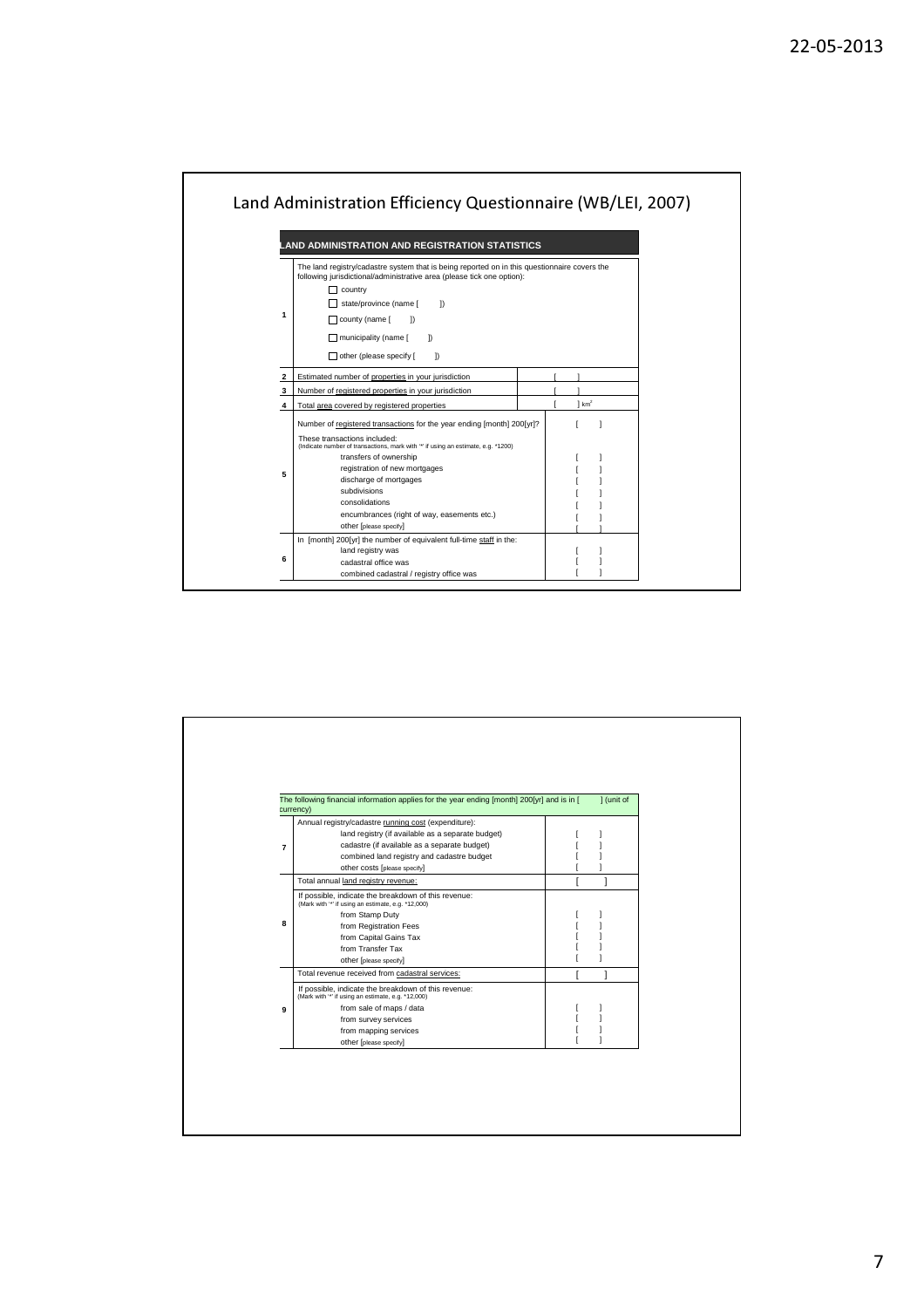# Land Administration Efficiency Questionnaire (WB/LEI, 2007)

## LAND ADMINISTRATION AND REGISTRATION STATISTICS

| | | |
|---|---|---|
| 1 | The land registry/cadastre system that is being reported on in this questionnaire covers the following jurisdictional/administrative area (please tick one option):<br>☐ country<br>☐ state/province (name [ ])<br>☐ county (name [ ])<br>☐ municipality (name [ ])<br>☐ other (please specify [ ]) | |
| 2 | Estimated number of properties in your jurisdiction | [ ] |
| 3 | Number of registered properties in your jurisdiction | [ ] |
| 4 | Total area covered by registered properties | [ ] km² |
| 5 | Number of registered transactions for the year ending [month] 200[yr]? | [ ] |
| | These transactions included:<br>(Indicate number of transactions, mark with '*' if using an estimate, e.g. *1200) | |
| | transfers of ownership | [ ] |
| | registration of new mortgages | [ ] |
| | discharge of mortgages | [ ] |
| | subdivisions | [ ] |
| | consolidations | [ ] |
| | encumbrances (right of way, easements etc.) | [ ] |
| | other [please specify] | [ ] |
| 6 | In [month] 200[yr] the number of equivalent full-time staff in the: | |
| | land registry was | [ ] |
| | cadastral office was | [ ] |
| | combined cadastral / registry office was | [ ] |

The following financial information applies for the year ending [month] 200[yr] and is in [ ] (unit of currency)

| | | |
|---|---|---|
| 7 | Annual registry/cadastre running cost (expenditure): | |
| | land registry (if available as a separate budget) | [ ] |
| | cadastre (if available as a separate budget) | [ ] |
| | combined land registry and cadastre budget | [ ] |
| | other costs [please specify] | [ ] |
| 8 | Total annual land registry revenue: | [ ] |
| | If possible, indicate the breakdown of this revenue:<br>(Mark with '*' if using an estimate, e.g. *12,000) | |
| | from Stamp Duty | [ ] |
| | from Registration Fees | [ ] |
| | from Capital Gains Tax | [ ] |
| | from Transfer Tax | [ ] |
| | other [please specify] | [ ] |
| 9 | Total revenue received from cadastral services: | [ ] |
| | If possible, indicate the breakdown of this revenue:<br>(Mark with '*' if using an estimate, e.g. *12,000) | |
| | from sale of maps / data | [ ] |
| | from survey services | [ ] |
| | from mapping services | [ ] |
| | other [please specify] | [ ] |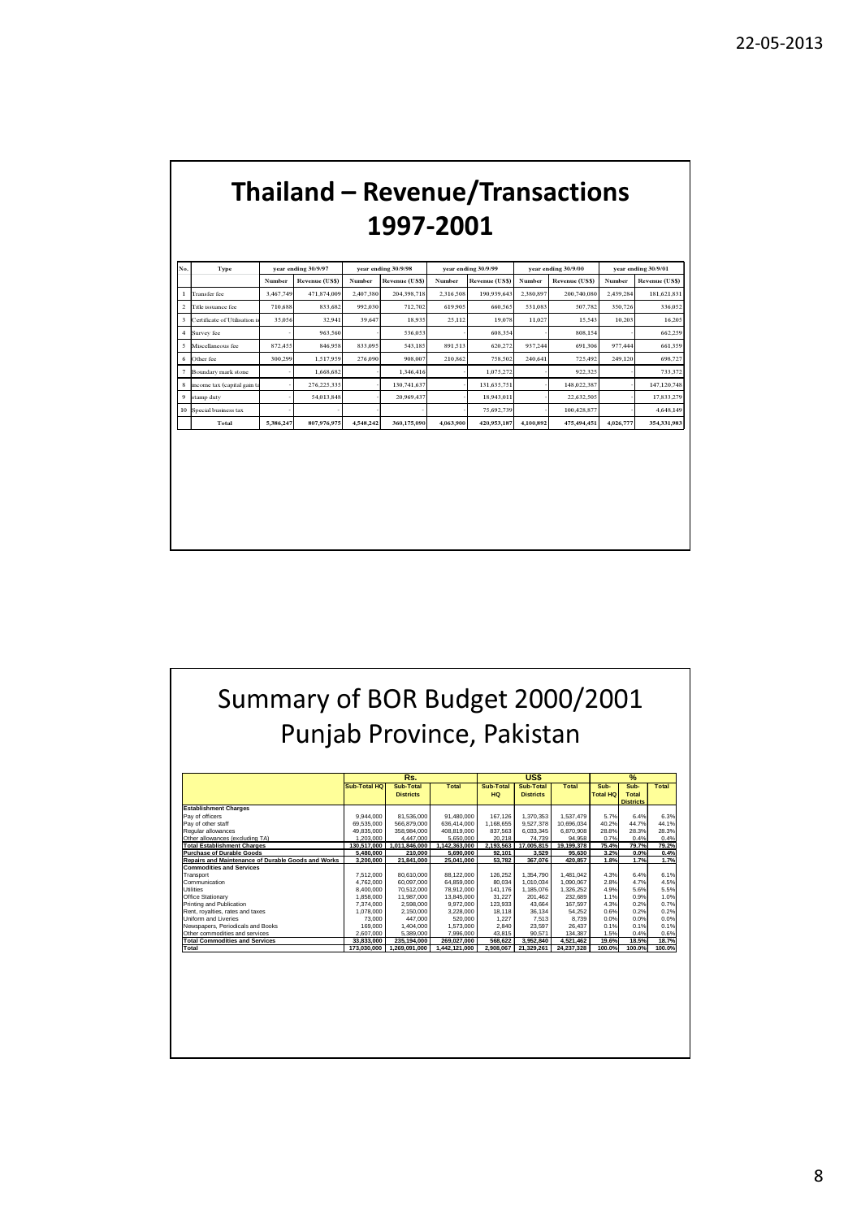# Thailand – Revenue/Transactions 1997-2001

| No. | Type | year ending 30/9/97 | | year ending 30/9/98 | | year ending 30/9/99 | | year ending 30/9/00 | | year ending 30/9/01 | |
|---|---|---|---|---|---|---|---|---|---|---|---|
| | | Number | Revenue (US$) | Number | Revenue (US$) | Number | Revenue (US$) | Number | Revenue (US$) | Number | Revenue (US$) |
| 1 | Transfer fee | 3,467,749 | 471,874,009 | 2,407,380 | 204,398,718 | 2,316,508 | 190,939,643 | 2,380,897 | 200,740,080 | 2,439,284 | 181,621,831 |
| 2 | Title issuance fee | 710,688 | 833,682 | 992,030 | 712,702 | 619,905 | 660,565 | 531,083 | 507,782 | 350,726 | 336,052 |
| 3 | Certificate of Utilisation o | 35,056 | 32,941 | 39,647 | 18,935 | 25,112 | 19,078 | 11,027 | 15,543 | 10,203 | 16,205 |
| 4 | Survey fee | - | 963,560 | - | 536,053 | - | 608,354 | - | 808,154 | - | 662,259 |
| 5 | Miscellaneous fee | 872,455 | 846,958 | 833,095 | 543,185 | 891,513 | 620,272 | 937,244 | 691,306 | 977,444 | 661,359 |
| 6 | Other fee | 300,299 | 1,517,959 | 276,090 | 908,007 | 210,862 | 758,502 | 240,641 | 725,492 | 249,120 | 698,727 |
| 7 | Boundary mark stone | - | 1,668,682 | - | 1,346,416 | - | 1,075,272 | - | 922,325 | - | 733,372 |
| 8 | income tax (capital gain ta | - | 276,225,335 | - | 130,741,637 | - | 131,635,751 | - | 148,022,387 | - | 147,120,748 |
| 9 | stamp duty | - | 54,013,848 | - | 20,969,437 | - | 18,943,011 | - | 22,632,505 | - | 17,833,279 |
| 10 | Special business tax | - | - | - | - | - | 75,692,739 | - | 100,428,877 | - | 4,648,149 |
| | Total | 5,386,247 | 807,976,975 | 4,548,242 | 360,175,090 | 4,063,900 | 420,953,187 | 4,100,892 | 475,494,451 | 4,026,777 | 354,331,983 |

# Summary of BOR Budget 2000/2001 Punjab Province, Pakistan

| | Rs. | | | US$ | | | % | | |
|---|---|---|---|---|---|---|---|---|---|
| | Sub-Total HQ | Sub-Total Districts | Total | Sub-Total HQ | Sub-Total Districts | Total | Sub-Total HQ | Sub-Total Districts | Total |
| **Establishment Charges** | | | | | | | | | |
| Pay of officers | 9,944,000 | 81,536,000 | 91,480,000 | 167,126 | 1,370,353 | 1,537,479 | 5.7% | 6.4% | 6.3% |
| Pay of other staff | 69,535,000 | 566,879,000 | 636,414,000 | 1,168,655 | 9,527,378 | 10,696,034 | 40.2% | 44.7% | 44.1% |
| Regular allowances | 49,835,000 | 358,984,000 | 408,819,000 | 837,563 | 6,033,345 | 6,870,908 | 28.8% | 28.3% | 28.3% |
| Other allowances (excluding TA) | 1,203,000 | 4,447,000 | 5,650,000 | 20,218 | 74,739 | 94,958 | 0.7% | 0.4% | 0.4% |
| **Total Establishment Charges** | 130,517,000 | 1,011,846,000 | 1,142,363,000 | 2,193,563 | 17,005,815 | 19,199,378 | 75.4% | 79.7% | 79.2% |
| **Purchase of Durable Goods** | 5,480,000 | 210,000 | 5,690,000 | 92,101 | 3,529 | 95,630 | 3.2% | 0.0% | 0.4% |
| **Repairs and Maintenance of Durable Goods and Works** | 3,200,000 | 21,841,000 | 25,041,000 | 53,782 | 367,076 | 420,857 | 1.8% | 1.7% | 1.7% |
| **Commodities and Services** | | | | | | | | | |
| Transport | 7,512,000 | 80,610,000 | 88,122,000 | 126,252 | 1,354,790 | 1,481,042 | 4.3% | 6.4% | 6.1% |
| Communication | 4,762,000 | 60,097,000 | 64,859,000 | 80,034 | 1,010,034 | 1,090,067 | 2.8% | 4.7% | 4.5% |
| Utilities | 8,400,000 | 70,512,000 | 78,912,000 | 141,176 | 1,185,076 | 1,326,252 | 4.9% | 5.6% | 5.5% |
| Office Stationary | 1,858,000 | 11,987,000 | 13,845,000 | 31,227 | 201,462 | 232,689 | 1.1% | 0.9% | 1.0% |
| Printing and Publication | 7,374,000 | 2,598,000 | 9,972,000 | 123,933 | 43,664 | 167,597 | 4.3% | 0.2% | 0.7% |
| Rent, royalties, rates and taxes | 1,078,000 | 2,150,000 | 3,228,000 | 18,118 | 36,134 | 54,252 | 0.6% | 0.2% | 0.2% |
| Uniform and Liveries | 73,000 | 447,000 | 520,000 | 1,227 | 7,513 | 8,739 | 0.0% | 0.0% | 0.0% |
| Newspapers, Periodicals and Books | 169,000 | 1,404,000 | 1,573,000 | 2,840 | 23,597 | 26,437 | 0.1% | 0.1% | 0.1% |
| Other commodities and services | 2,607,000 | 5,389,000 | 7,996,000 | 43,815 | 90,571 | 134,387 | 1.5% | 0.4% | 0.6% |
| **Total Commodities and Services** | 33,833,000 | 235,194,000 | 269,027,000 | 568,622 | 3,952,840 | 4,521,462 | 19.6% | 18.5% | 18.7% |
| **Total** | 173,030,000 | 1,269,091,000 | 1,442,121,000 | 2,908,067 | 21,329,261 | 24,237,328 | 100.0% | 100.0% | 100.0% |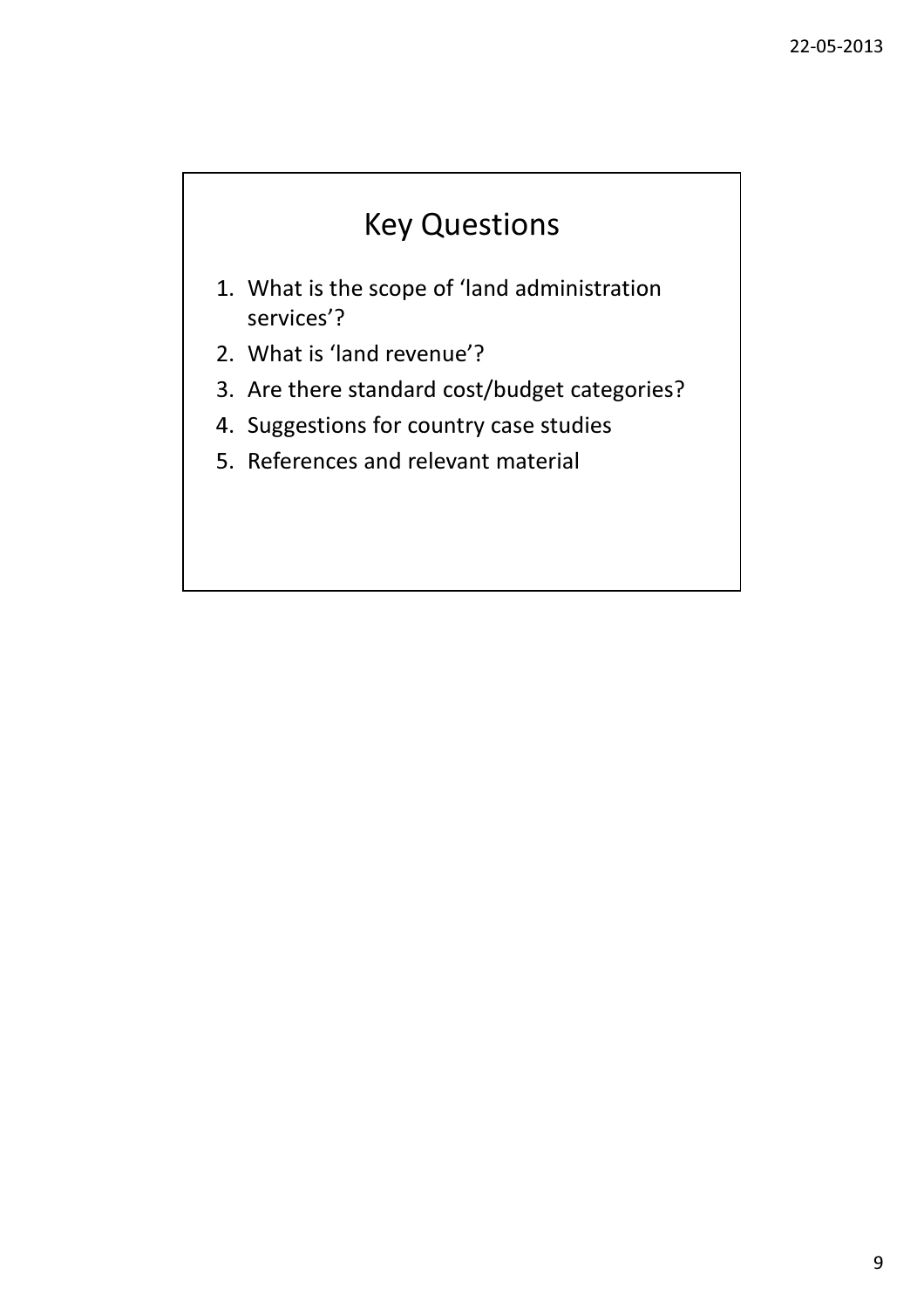# Key Questions

1. What is the scope of 'land administration services'?
2. What is 'land revenue'?
3. Are there standard cost/budget categories?
4. Suggestions for country case studies
5. References and relevant material